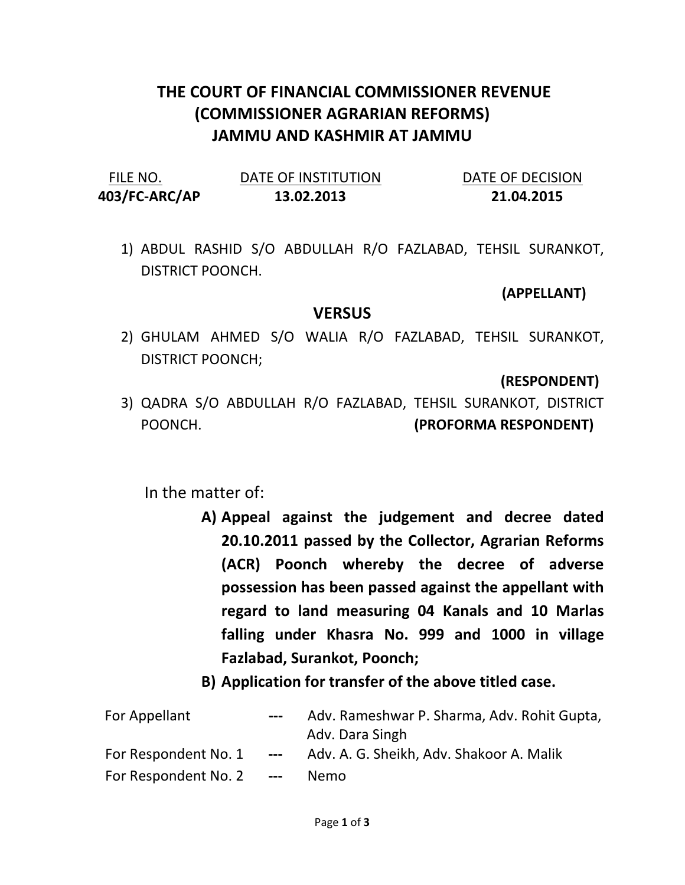# THE COURT OF FINANCIAL COMMISSIONER REVENUE (COMMISSIONER AGRARIAN REFORMS) JAMMU AND KASHMIR AT JAMMU

| FILE NO. | DATE OF INSTITUTION | DATE OF DECISION |
| --- | --- | --- |
| **403/FC-ARC/AP** | **13.02.2013** | **21.04.2015** |

1) ABDUL RASHID S/O ABDULLAH R/O FAZLABAD, TEHSIL SURANKOT, DISTRICT POONCH.

**(APPELLANT)**

**VERSUS**

2) GHULAM AHMED S/O WALIA R/O FAZLABAD, TEHSIL SURANKOT, DISTRICT POONCH;

**(RESPONDENT)**

3) QADRA S/O ABDULLAH R/O FAZLABAD, TEHSIL SURANKOT, DISTRICT POONCH. **(PROFORMA RESPONDENT)**

In the matter of:

**A) Appeal against the judgement and decree dated 20.10.2011 passed by the Collector, Agrarian Reforms (ACR) Poonch whereby the decree of adverse possession has been passed against the appellant with regard to land measuring 04 Kanals and 10 Marlas falling under Khasra No. 999 and 1000 in village Fazlabad, Surankot, Poonch;**

**B) Application for transfer of the above titled case.**

| | | |
| --- | --- | --- |
| For Appellant | --- | Adv. Rameshwar P. Sharma, Adv. Rohit Gupta, Adv. Dara Singh |
| For Respondent No. 1 | --- | Adv. A. G. Sheikh, Adv. Shakoor A. Malik |
| For Respondent No. 2 | --- | Nemo |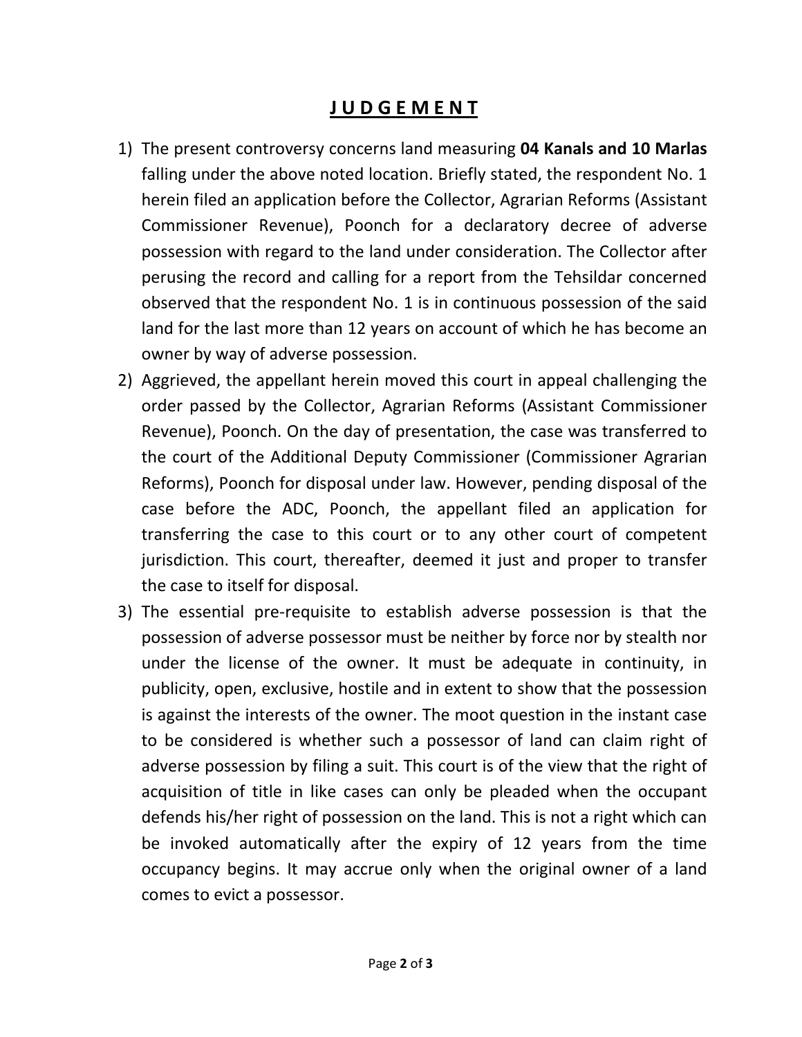# **J U D G E M E N T**

1) The present controversy concerns land measuring **04 Kanals and 10 Marlas** falling under the above noted location. Briefly stated, the respondent No. 1 herein filed an application before the Collector, Agrarian Reforms (Assistant Commissioner Revenue), Poonch for a declaratory decree of adverse possession with regard to the land under consideration. The Collector after perusing the record and calling for a report from the Tehsildar concerned observed that the respondent No. 1 is in continuous possession of the said land for the last more than 12 years on account of which he has become an owner by way of adverse possession.
2) Aggrieved, the appellant herein moved this court in appeal challenging the order passed by the Collector, Agrarian Reforms (Assistant Commissioner Revenue), Poonch. On the day of presentation, the case was transferred to the court of the Additional Deputy Commissioner (Commissioner Agrarian Reforms), Poonch for disposal under law. However, pending disposal of the case before the ADC, Poonch, the appellant filed an application for transferring the case to this court or to any other court of competent jurisdiction. This court, thereafter, deemed it just and proper to transfer the case to itself for disposal.
3) The essential pre-requisite to establish adverse possession is that the possession of adverse possessor must be neither by force nor by stealth nor under the license of the owner. It must be adequate in continuity, in publicity, open, exclusive, hostile and in extent to show that the possession is against the interests of the owner. The moot question in the instant case to be considered is whether such a possessor of land can claim right of adverse possession by filing a suit. This court is of the view that the right of acquisition of title in like cases can only be pleaded when the occupant defends his/her right of possession on the land. This is not a right which can be invoked automatically after the expiry of 12 years from the time occupancy begins. It may accrue only when the original owner of a land comes to evict a possessor.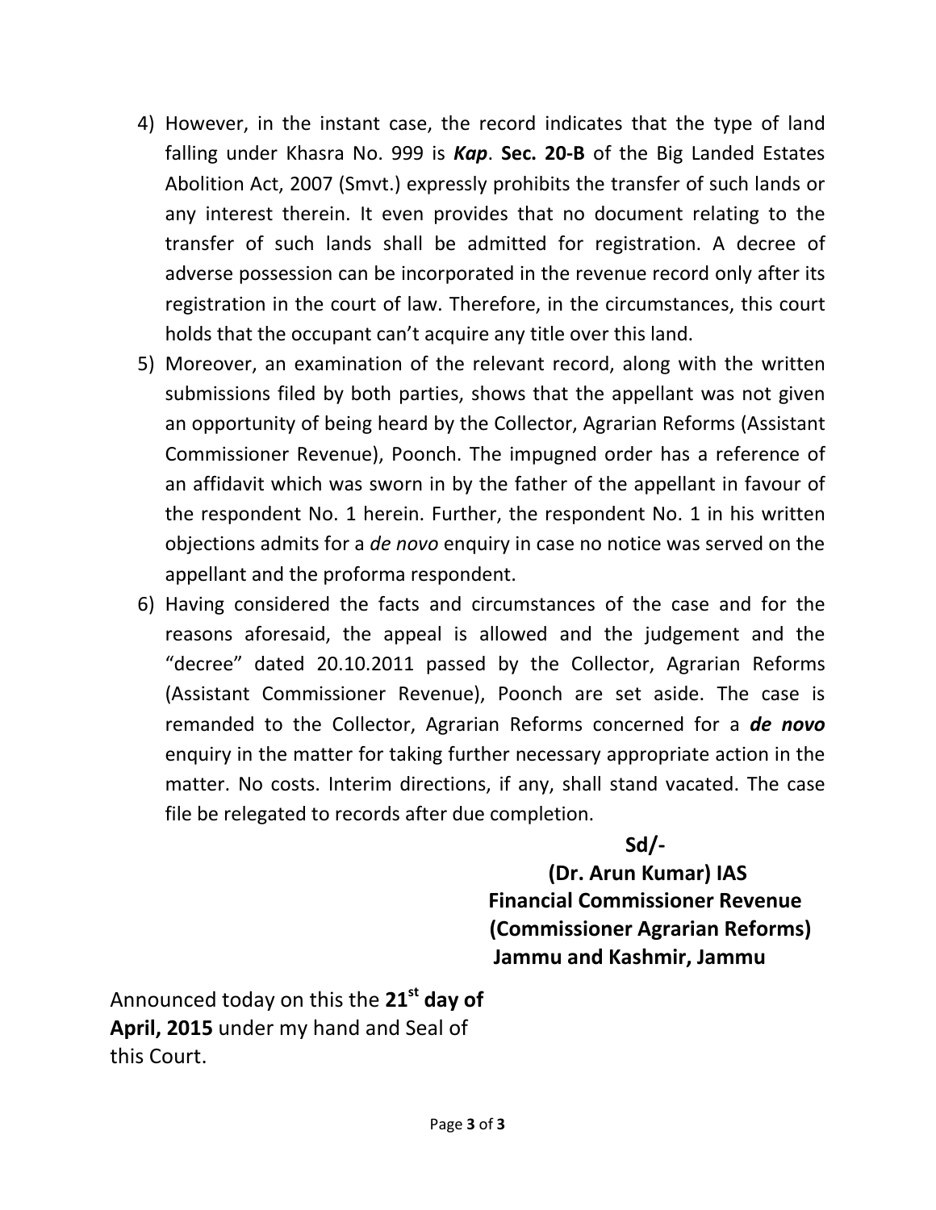4) However, in the instant case, the record indicates that the type of land falling under Khasra No. 999 is ***Kap***. **Sec. 20-B** of the Big Landed Estates Abolition Act, 2007 (Smvt.) expressly prohibits the transfer of such lands or any interest therein. It even provides that no document relating to the transfer of such lands shall be admitted for registration. A decree of adverse possession can be incorporated in the revenue record only after its registration in the court of law. Therefore, in the circumstances, this court holds that the occupant can't acquire any title over this land.
5) Moreover, an examination of the relevant record, along with the written submissions filed by both parties, shows that the appellant was not given an opportunity of being heard by the Collector, Agrarian Reforms (Assistant Commissioner Revenue), Poonch. The impugned order has a reference of an affidavit which was sworn in by the father of the appellant in favour of the respondent No. 1 herein. Further, the respondent No. 1 in his written objections admits for a *de novo* enquiry in case no notice was served on the appellant and the proforma respondent.
6) Having considered the facts and circumstances of the case and for the reasons aforesaid, the appeal is allowed and the judgement and the "decree" dated 20.10.2011 passed by the Collector, Agrarian Reforms (Assistant Commissioner Revenue), Poonch are set aside. The case is remanded to the Collector, Agrarian Reforms concerned for a ***de novo*** enquiry in the matter for taking further necessary appropriate action in the matter. No costs. Interim directions, if any, shall stand vacated. The case file be relegated to records after due completion.

**Sd/-**

**(Dr. Arun Kumar) IAS**
**Financial Commissioner Revenue**
**(Commissioner Agrarian Reforms)**
**Jammu and Kashmir, Jammu**

Announced today on this the **21st day of April, 2015** under my hand and Seal of this Court.